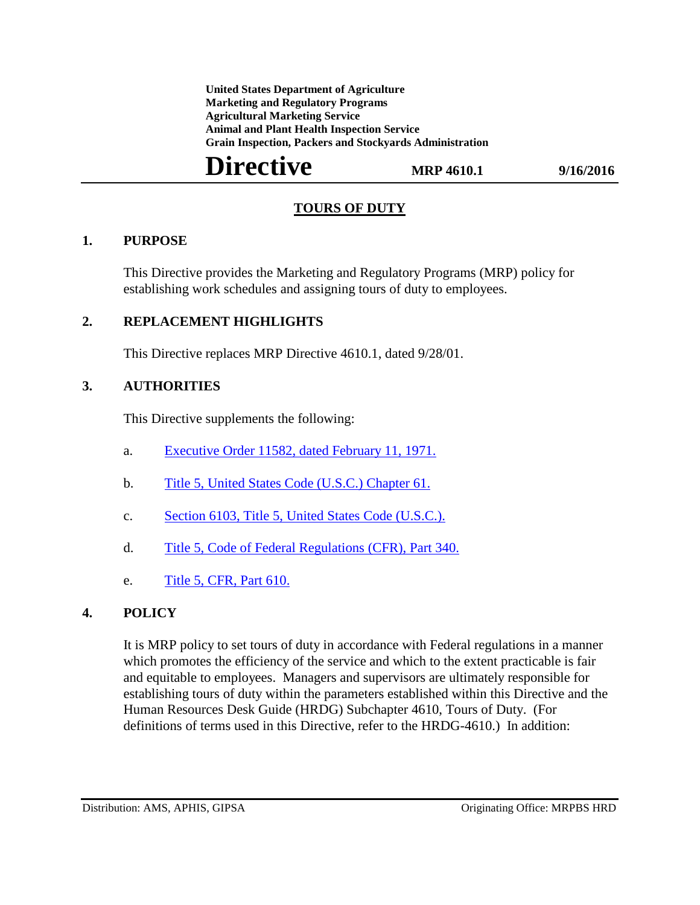**United States Department of Agriculture**
**Marketing and Regulatory Programs**
**Agricultural Marketing Service**
**Animal and Plant Health Inspection Service**
**Grain Inspection, Packers and Stockyards Administration**

# Directive

**MRP 4610.1** **9/16/2016**

## TOURS OF DUTY

## 1. PURPOSE

This Directive provides the Marketing and Regulatory Programs (MRP) policy for establishing work schedules and assigning tours of duty to employees.

## 2. REPLACEMENT HIGHLIGHTS

This Directive replaces MRP Directive 4610.1, dated 9/28/01.

## 3. AUTHORITIES

This Directive supplements the following:

a. Executive Order 11582, dated February 11, 1971.

b. Title 5, United States Code (U.S.C.) Chapter 61.

c. Section 6103, Title 5, United States Code (U.S.C.).

d. Title 5, Code of Federal Regulations (CFR), Part 340.

e. Title 5, CFR, Part 610.

## 4. POLICY

It is MRP policy to set tours of duty in accordance with Federal regulations in a manner which promotes the efficiency of the service and which to the extent practicable is fair and equitable to employees. Managers and supervisors are ultimately responsible for establishing tours of duty within the parameters established within this Directive and the Human Resources Desk Guide (HRDG) Subchapter 4610, Tours of Duty. (For definitions of terms used in this Directive, refer to the HRDG-4610.) In addition:

Distribution: AMS, APHIS, GIPSA Originating Office: MRPBS HRD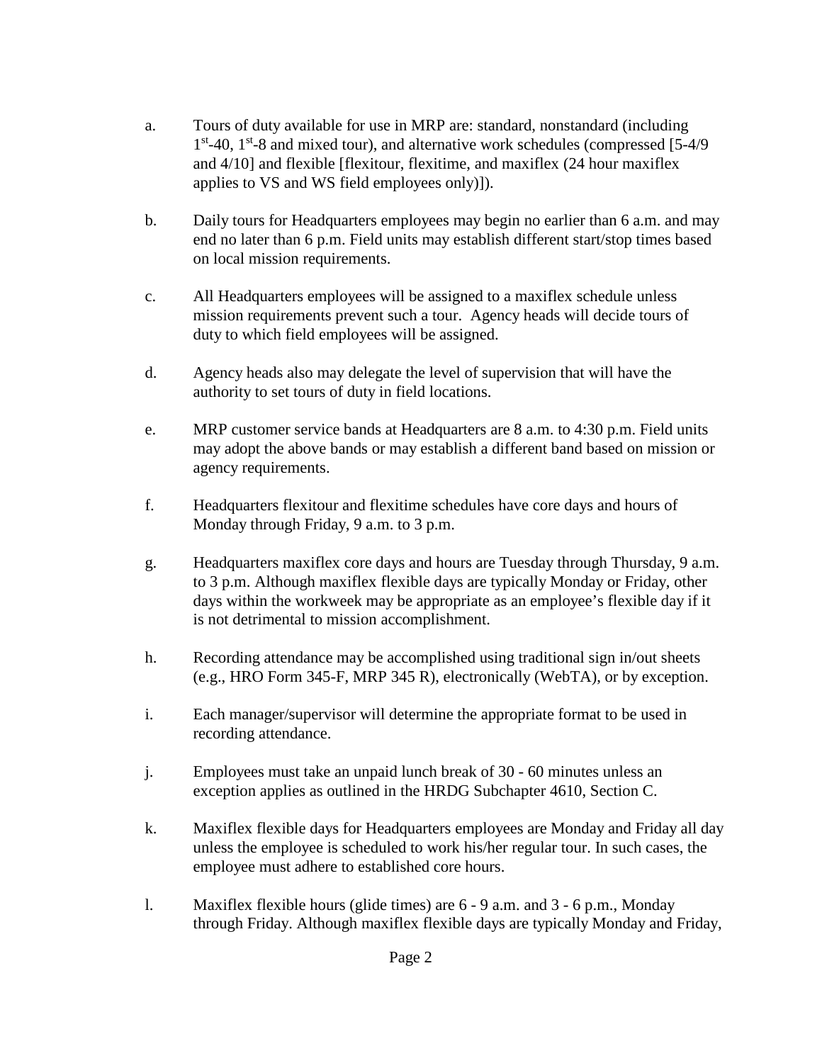a. Tours of duty available for use in MRP are: standard, nonstandard (including 1st-40, 1st-8 and mixed tour), and alternative work schedules (compressed [5-4/9 and 4/10] and flexible [flexitour, flexitime, and maxiflex (24 hour maxiflex applies to VS and WS field employees only)]).

b. Daily tours for Headquarters employees may begin no earlier than 6 a.m. and may end no later than 6 p.m. Field units may establish different start/stop times based on local mission requirements.

c. All Headquarters employees will be assigned to a maxiflex schedule unless mission requirements prevent such a tour. Agency heads will decide tours of duty to which field employees will be assigned.

d. Agency heads also may delegate the level of supervision that will have the authority to set tours of duty in field locations.

e. MRP customer service bands at Headquarters are 8 a.m. to 4:30 p.m. Field units may adopt the above bands or may establish a different band based on mission or agency requirements.

f. Headquarters flexitour and flexitime schedules have core days and hours of Monday through Friday, 9 a.m. to 3 p.m.

g. Headquarters maxiflex core days and hours are Tuesday through Thursday, 9 a.m. to 3 p.m. Although maxiflex flexible days are typically Monday or Friday, other days within the workweek may be appropriate as an employee's flexible day if it is not detrimental to mission accomplishment.

h. Recording attendance may be accomplished using traditional sign in/out sheets (e.g., HRO Form 345-F, MRP 345 R), electronically (WebTA), or by exception.

i. Each manager/supervisor will determine the appropriate format to be used in recording attendance.

j. Employees must take an unpaid lunch break of 30 - 60 minutes unless an exception applies as outlined in the HRDG Subchapter 4610, Section C.

k. Maxiflex flexible days for Headquarters employees are Monday and Friday all day unless the employee is scheduled to work his/her regular tour. In such cases, the employee must adhere to established core hours.

l. Maxiflex flexible hours (glide times) are 6 - 9 a.m. and 3 - 6 p.m., Monday through Friday. Although maxiflex flexible days are typically Monday and Friday,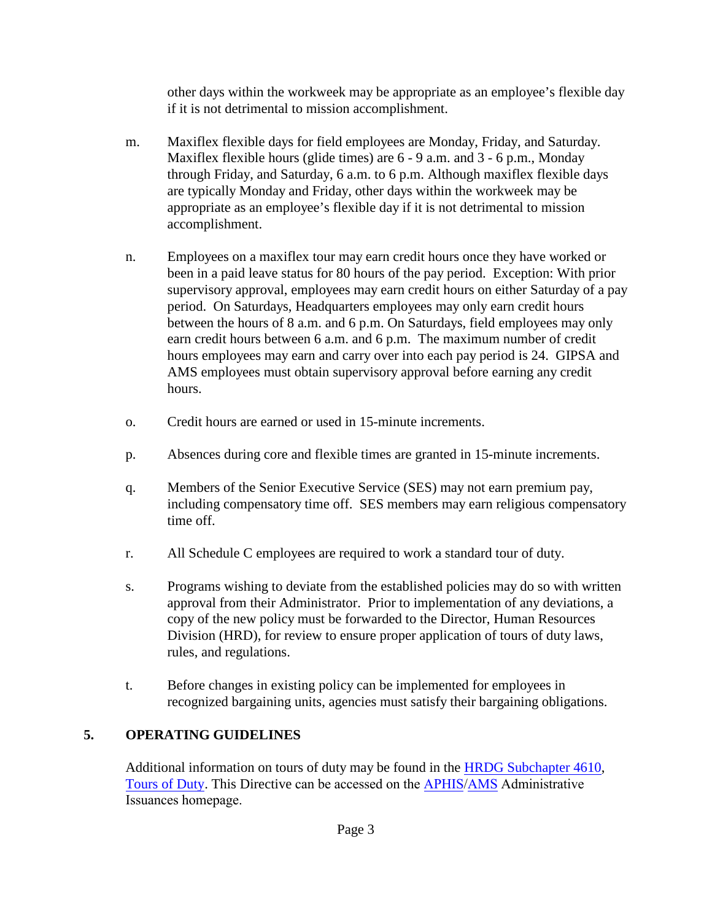other days within the workweek may be appropriate as an employee's flexible day if it is not detrimental to mission accomplishment.

m. Maxiflex flexible days for field employees are Monday, Friday, and Saturday. Maxiflex flexible hours (glide times) are 6 - 9 a.m. and 3 - 6 p.m., Monday through Friday, and Saturday, 6 a.m. to 6 p.m. Although maxiflex flexible days are typically Monday and Friday, other days within the workweek may be appropriate as an employee's flexible day if it is not detrimental to mission accomplishment.

n. Employees on a maxiflex tour may earn credit hours once they have worked or been in a paid leave status for 80 hours of the pay period. Exception: With prior supervisory approval, employees may earn credit hours on either Saturday of a pay period. On Saturdays, Headquarters employees may only earn credit hours between the hours of 8 a.m. and 6 p.m. On Saturdays, field employees may only earn credit hours between 6 a.m. and 6 p.m. The maximum number of credit hours employees may earn and carry over into each pay period is 24. GIPSA and AMS employees must obtain supervisory approval before earning any credit hours.

o. Credit hours are earned or used in 15-minute increments.

p. Absences during core and flexible times are granted in 15-minute increments.

q. Members of the Senior Executive Service (SES) may not earn premium pay, including compensatory time off. SES members may earn religious compensatory time off.

r. All Schedule C employees are required to work a standard tour of duty.

s. Programs wishing to deviate from the established policies may do so with written approval from their Administrator. Prior to implementation of any deviations, a copy of the new policy must be forwarded to the Director, Human Resources Division (HRD), for review to ensure proper application of tours of duty laws, rules, and regulations.

t. Before changes in existing policy can be implemented for employees in recognized bargaining units, agencies must satisfy their bargaining obligations.

## 5. OPERATING GUIDELINES

Additional information on tours of duty may be found in the HRDG Subchapter 4610, Tours of Duty. This Directive can be accessed on the APHIS/AMS Administrative Issuances homepage.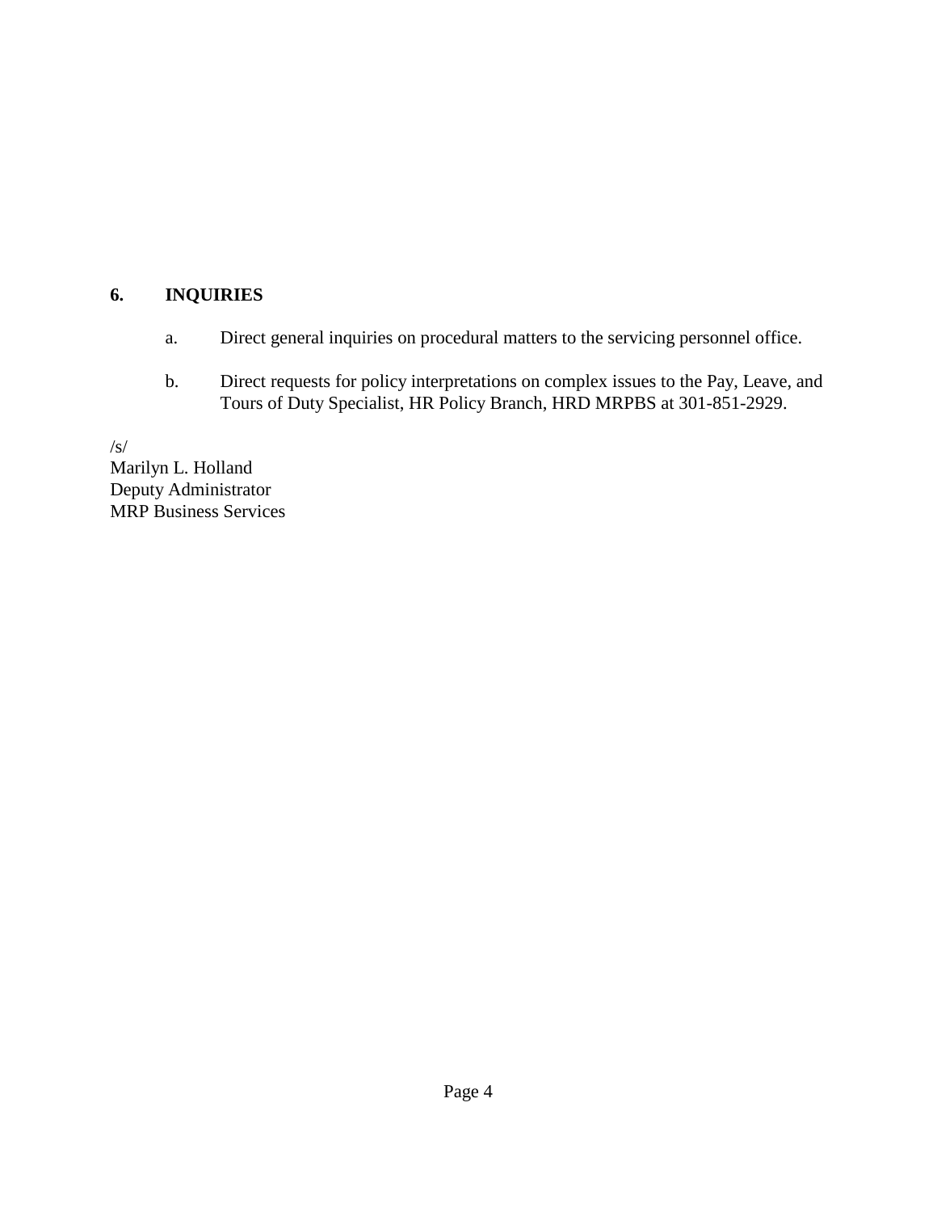## 6. INQUIRIES

a. Direct general inquiries on procedural matters to the servicing personnel office.

b. Direct requests for policy interpretations on complex issues to the Pay, Leave, and Tours of Duty Specialist, HR Policy Branch, HRD MRPBS at 301-851-2929.

/s/
Marilyn L. Holland
Deputy Administrator
MRP Business Services